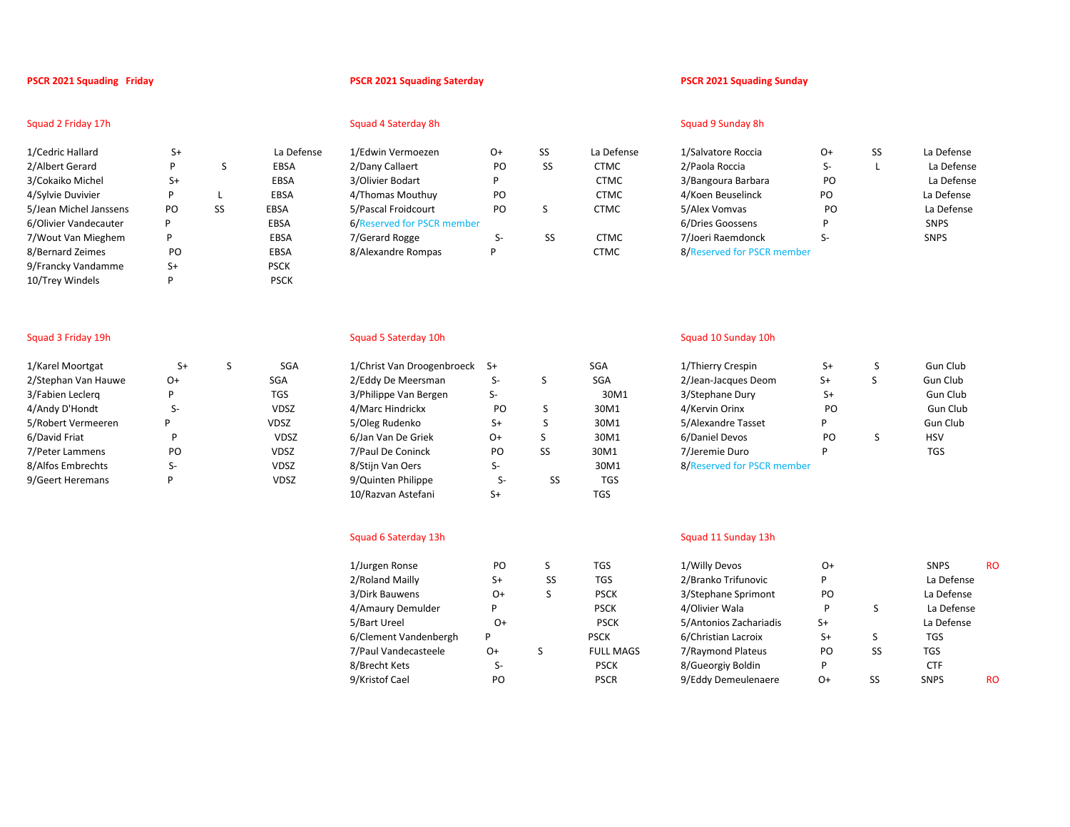## PSCR 2021 Squading Friday

### Squad 2 Friday 17h

| Shooter | Class | Cat | Club |
|---|---|---|---|
| 1/Cedric Hallard | S+ | | La Defense |
| 2/Albert Gerard | P | S | EBSA |
| 3/Cokaiko Michel | S+ | | EBSA |
| 4/Sylvie Duvivier | P | L | EBSA |
| 5/Jean Michel Janssens | PO | SS | EBSA |
| 6/Olivier Vandecauter | P | | EBSA |
| 7/Wout Van Mieghem | P | | EBSA |
| 8/Bernard Zeimes | PO | | EBSA |
| 9/Francky Vandamme | S+ | | PSCK |
| 10/Trey Windels | P | | PSCK |

### Squad 3 Friday 19h

| Shooter | Class | Cat | Club |
|---|---|---|---|
| 1/Karel Moortgat | S+ | S | SGA |
| 2/Stephan Van Hauwe | O+ | | SGA |
| 3/Fabien Leclerq | P | | TGS |
| 4/Andy D'Hondt | S- | | VDSZ |
| 5/Robert Vermeeren | P | | VDSZ |
| 6/David Friat | P | | VDSZ |
| 7/Peter Lammens | PO | | VDSZ |
| 8/Alfos Embrechts | S- | | VDSZ |
| 9/Geert Heremans | P | | VDSZ |

## PSCR 2021 Squading Saterday

### Squad 4 Saterday 8h

| Shooter | Class | Cat | Club |
|---|---|---|---|
| 1/Edwin Vermoezen | O+ | SS | La Defense |
| 2/Dany Callaert | PO | SS | CTMC |
| 3/Olivier Bodart | P | | CTMC |
| 4/Thomas Mouthuy | PO | | CTMC |
| 5/Pascal Froidcourt | PO | S | CTMC |
| 6/Reserved for PSCR member | | | |
| 7/Gerard Rogge | S- | SS | CTMC |
| 8/Alexandre Rompas | P | | CTMC |

### Squad 5 Saterday 10h

| Shooter | Class | Cat | Club |
|---|---|---|---|
| 1/Christ Van Droogenbroeck | S+ | | SGA |
| 2/Eddy De Meersman | S- | S | SGA |
| 3/Philippe Van Bergen | S- | | 30M1 |
| 4/Marc Hindrickx | PO | S | 30M1 |
| 5/Oleg Rudenko | S+ | S | 30M1 |
| 6/Jan Van De Griek | O+ | S | 30M1 |
| 7/Paul De Coninck | PO | SS | 30M1 |
| 8/Stijn Van Oers | S- | | 30M1 |
| 9/Quinten Philippe | S- | SS | TGS |
| 10/Razvan Astefani | S+ | | TGS |

### Squad 6 Saterday 13h

| Shooter | Class | Cat | Club |
|---|---|---|---|
| 1/Jurgen Ronse | PO | S | TGS |
| 2/Roland Mailly | S+ | SS | TGS |
| 3/Dirk Bauwens | O+ | S | PSCK |
| 4/Amaury Demulder | P | | PSCK |
| 5/Bart Ureel | O+ | | PSCK |
| 6/Clement Vandenbergh | P | | PSCK |
| 7/Paul Vandecasteele | O+ | S | FULL MAGS |
| 8/Brecht Kets | S- | | PSCK |
| 9/Kristof Cael | PO | | PSCR |

## PSCR 2021 Squading Sunday

### Squad 9 Sunday 8h

| Shooter | Class | Cat | Club |
|---|---|---|---|
| 1/Salvatore Roccia | O+ | SS | La Defense |
| 2/Paola Roccia | S- | L | La Defense |
| 3/Bangoura Barbara | PO | | La Defense |
| 4/Koen Beuselinck | PO | | La Defense |
| 5/Alex Vomvas | PO | | La Defense |
| 6/Dries Goossens | P | | SNPS |
| 7/Joeri Raemdonck | S- | | SNPS |
| 8/Reserved for PSCR member | | | |

### Squad 10 Sunday 10h

| Shooter | Class | Cat | Club |
|---|---|---|---|
| 1/Thierry Crespin | S+ | S | Gun Club |
| 2/Jean-Jacques Deom | S+ | S | Gun Club |
| 3/Stephane Dury | S+ | | Gun Club |
| 4/Kervin Orinx | PO | | Gun Club |
| 5/Alexandre Tasset | P | | Gun Club |
| 6/Daniel Devos | PO | S | HSV |
| 7/Jeremie Duro | P | | TGS |
| 8/Reserved for PSCR member | | | |

### Squad 11 Sunday 13h

| Shooter | Class | Cat | Club | |
|---|---|---|---|---|
| 1/Willy Devos | O+ | | SNPS | RO |
| 2/Branko Trifunovic | P | | La Defense | |
| 3/Stephane Sprimont | PO | | La Defense | |
| 4/Olivier Wala | P | S | La Defense | |
| 5/Antonios Zachariadis | S+ | | La Defense | |
| 6/Christian Lacroix | S+ | S | TGS | |
| 7/Raymond Plateus | PO | SS | TGS | |
| 8/Gueorgiy Boldin | P | | CTF | |
| 9/Eddy Demeulenaere | O+ | SS | SNPS | RO |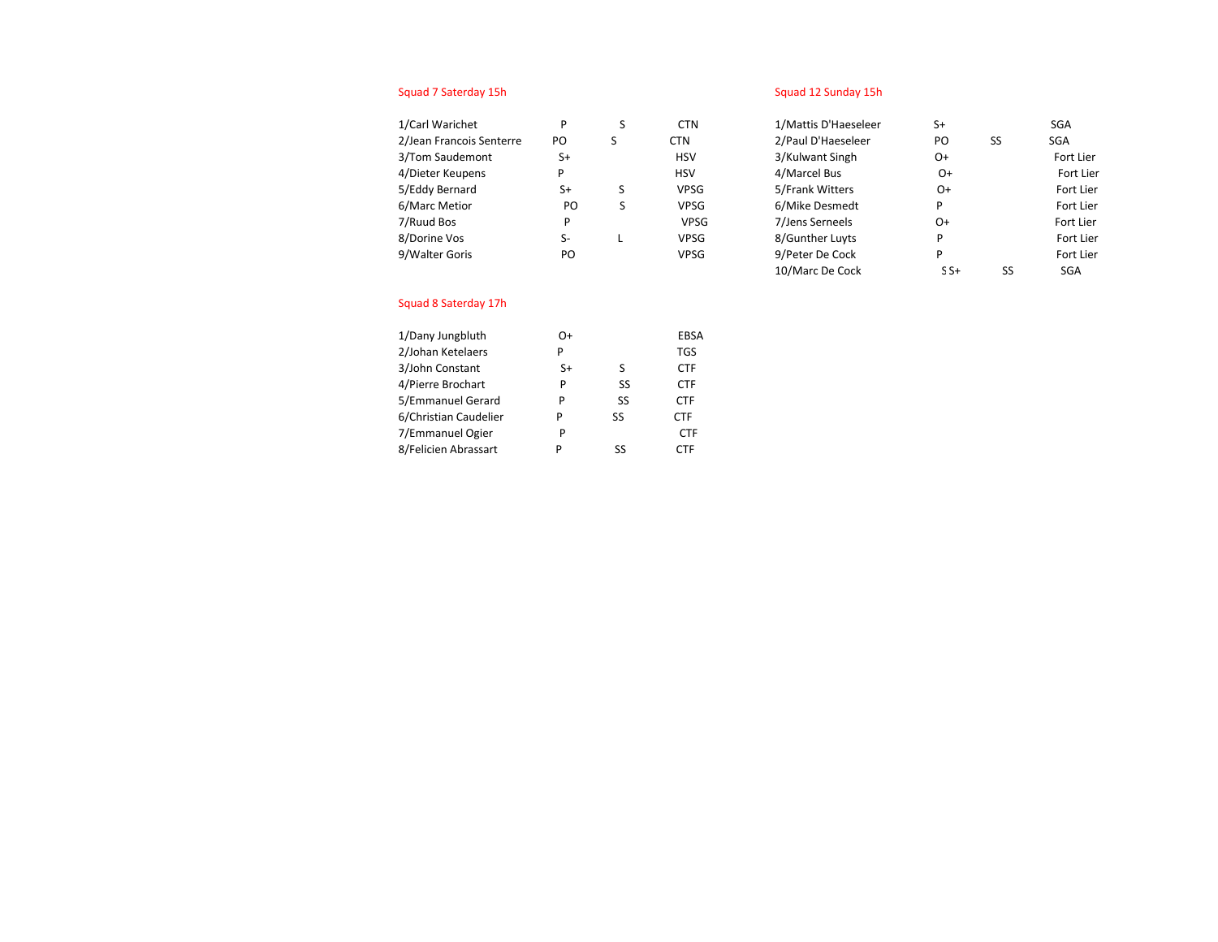Squad 7 Saterday 15h

| | | | |
|---|---|---|---|
| 1/Carl Warichet | P | S | CTN |
| 2/Jean Francois Senterre | PO | S | CTN |
| 3/Tom Saudemont | S+ | | HSV |
| 4/Dieter Keupens | P | | HSV |
| 5/Eddy Bernard | S+ | S | VPSG |
| 6/Marc Metior | PO | S | VPSG |
| 7/Ruud Bos | P | | VPSG |
| 8/Dorine Vos | S- | L | VPSG |
| 9/Walter Goris | PO | | VPSG |

Squad 8 Saterday 17h

| | | | |
|---|---|---|---|
| 1/Dany Jungbluth | O+ | | EBSA |
| 2/Johan Ketelaers | P | | TGS |
| 3/John Constant | S+ | S | CTF |
| 4/Pierre Brochart | P | SS | CTF |
| 5/Emmanuel Gerard | P | SS | CTF |
| 6/Christian Caudelier | P | SS | CTF |
| 7/Emmanuel Ogier | P | | CTF |
| 8/Felicien Abrassart | P | SS | CTF |

Squad 12 Sunday 15h

| | | | |
|---|---|---|---|
| 1/Mattis D'Haeseleer | S+ | | SGA |
| 2/Paul D'Haeseleer | PO | SS | SGA |
| 3/Kulwant Singh | O+ | | Fort Lier |
| 4/Marcel Bus | O+ | | Fort Lier |
| 5/Frank Witters | O+ | | Fort Lier |
| 6/Mike Desmedt | P | | Fort Lier |
| 7/Jens Serneels | O+ | | Fort Lier |
| 8/Gunther Luyts | P | | Fort Lier |
| 9/Peter De Cock | P | | Fort Lier |
| 10/Marc De Cock | S S+ | SS | SGA |